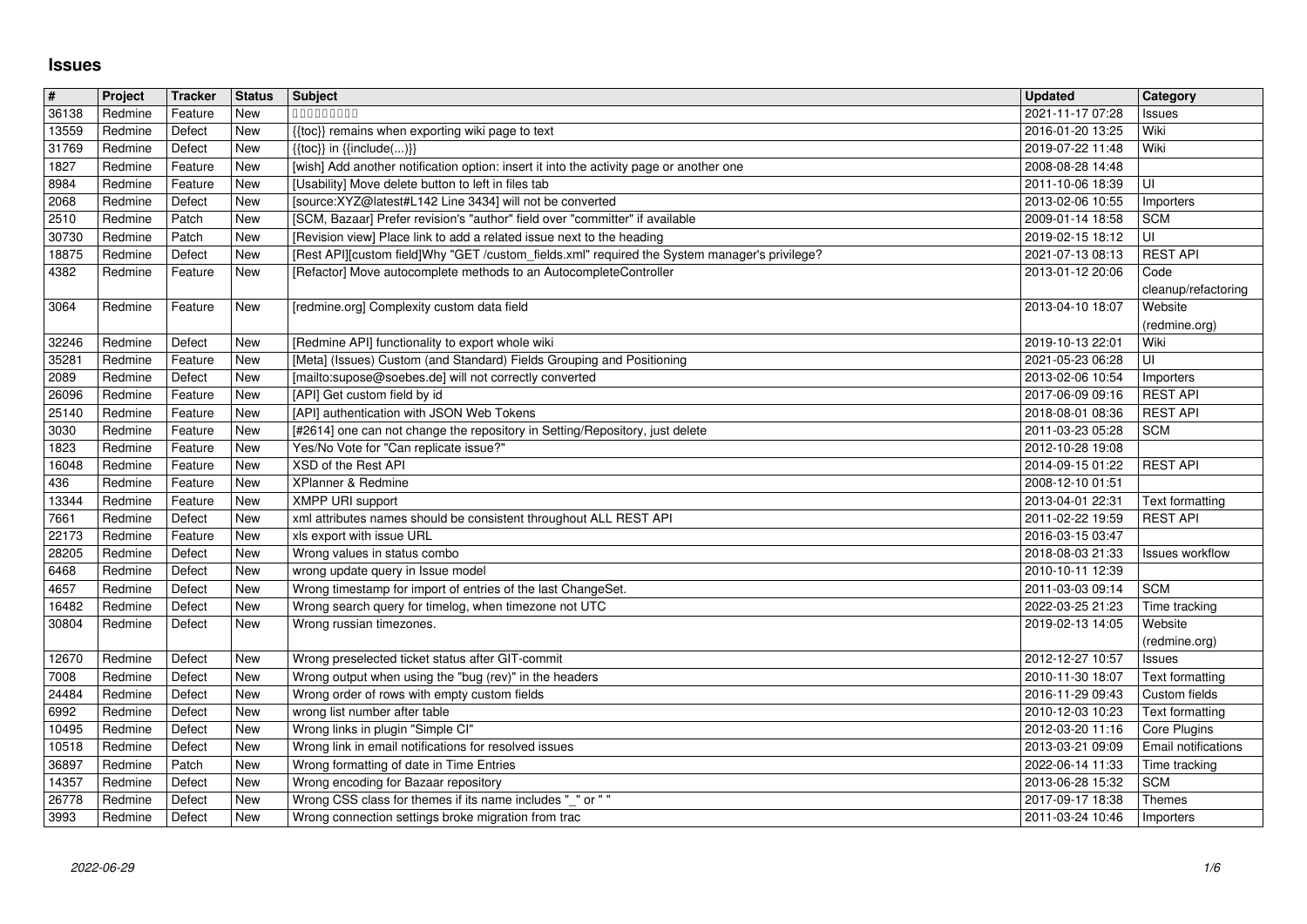# Issues

| # | Project | Tracker | Status | Subject | Updated | Category |
|---|---|---|---|---|---|---|
| 36138 | Redmine | Feature | New | ▯▯▯▯▯▯▯▯▯ | 2021-11-17 07:28 | Issues |
| 13559 | Redmine | Defect | New | {{toc}} remains when exporting wiki page to text | 2016-01-20 13:25 | Wiki |
| 31769 | Redmine | Defect | New | {{toc}} in {{include(...)}} | 2019-07-22 11:48 | Wiki |
| 1827 | Redmine | Feature | New | [wish] Add another notification option: insert it into the activity page or another one | 2008-08-28 14:48 | |
| 8984 | Redmine | Feature | New | [Usability] Move delete button to left in files tab | 2011-10-06 18:39 | UI |
| 2068 | Redmine | Defect | New | [source:XYZ@latest#L142 Line 3434] will not be converted | 2013-02-06 10:55 | Importers |
| 2510 | Redmine | Patch | New | [SCM, Bazaar] Prefer revision's "author" field over "committer" if available | 2009-01-14 18:58 | SCM |
| 30730 | Redmine | Patch | New | [Revision view] Place link to add a related issue next to the heading | 2019-02-15 18:12 | UI |
| 18875 | Redmine | Defect | New | [Rest API][custom field]Why "GET /custom_fields.xml" required the System manager's privilege? | 2021-07-13 08:13 | REST API |
| 4382 | Redmine | Feature | New | [Refactor] Move autocomplete methods to an AutocompleteController | 2013-01-12 20:06 | Code cleanup/refactoring |
| 3064 | Redmine | Feature | New | [redmine.org] Complexity custom data field | 2013-04-10 18:07 | Website (redmine.org) |
| 32246 | Redmine | Defect | New | [Redmine API] functionality to export whole wiki | 2019-10-13 22:01 | Wiki |
| 35281 | Redmine | Feature | New | [Meta] (Issues) Custom (and Standard) Fields Grouping and Positioning | 2021-05-23 06:28 | UI |
| 2089 | Redmine | Defect | New | [mailto:supose@soebes.de] will not correctly converted | 2013-02-06 10:54 | Importers |
| 26096 | Redmine | Feature | New | [API] Get custom field by id | 2017-06-09 09:16 | REST API |
| 25140 | Redmine | Feature | New | [API] authentication with JSON Web Tokens | 2018-08-01 08:36 | REST API |
| 3030 | Redmine | Feature | New | [#2614] one can not change the repository in Setting/Repository, just delete | 2011-03-23 05:28 | SCM |
| 1823 | Redmine | Feature | New | Yes/No Vote for "Can replicate issue?" | 2012-10-28 19:08 | |
| 16048 | Redmine | Feature | New | XSD of the Rest API | 2014-09-15 01:22 | REST API |
| 436 | Redmine | Feature | New | XPlanner & Redmine | 2008-12-10 01:51 | |
| 13344 | Redmine | Feature | New | XMPP URI support | 2013-04-01 22:31 | Text formatting |
| 7661 | Redmine | Defect | New | xml attributes names should be consistent throughout ALL REST API | 2011-02-22 19:59 | REST API |
| 22173 | Redmine | Feature | New | xls export with issue URL | 2016-03-15 03:47 | |
| 28205 | Redmine | Defect | New | Wrong values in status combo | 2018-08-03 21:33 | Issues workflow |
| 6468 | Redmine | Defect | New | wrong update query in Issue model | 2010-10-11 12:39 | |
| 4657 | Redmine | Defect | New | Wrong timestamp for import of entries of the last ChangeSet. | 2011-03-03 09:14 | SCM |
| 16482 | Redmine | Defect | New | Wrong search query for timelog, when timezone not UTC | 2022-03-25 21:23 | Time tracking |
| 30804 | Redmine | Defect | New | Wrong russian timezones. | 2019-02-13 14:05 | Website (redmine.org) |
| 12670 | Redmine | Defect | New | Wrong preselected ticket status after GIT-commit | 2012-12-27 10:57 | Issues |
| 7008 | Redmine | Defect | New | Wrong output when using the "bug (rev)" in the headers | 2010-11-30 18:07 | Text formatting |
| 24484 | Redmine | Defect | New | Wrong order of rows with empty custom fields | 2016-11-29 09:43 | Custom fields |
| 6992 | Redmine | Defect | New | wrong list number after table | 2010-12-03 10:23 | Text formatting |
| 10495 | Redmine | Defect | New | Wrong links in plugin "Simple CI" | 2012-03-20 11:16 | Core Plugins |
| 10518 | Redmine | Defect | New | Wrong link in email notifications for resolved issues | 2013-03-21 09:09 | Email notifications |
| 36897 | Redmine | Patch | New | Wrong formatting of date in Time Entries | 2022-06-14 11:33 | Time tracking |
| 14357 | Redmine | Defect | New | Wrong encoding for Bazaar repository | 2013-06-28 15:32 | SCM |
| 26778 | Redmine | Defect | New | Wrong CSS class for themes if its name includes "_" or " " | 2017-09-17 18:38 | Themes |
| 3993 | Redmine | Defect | New | Wrong connection settings broke migration from trac | 2011-03-24 10:46 | Importers |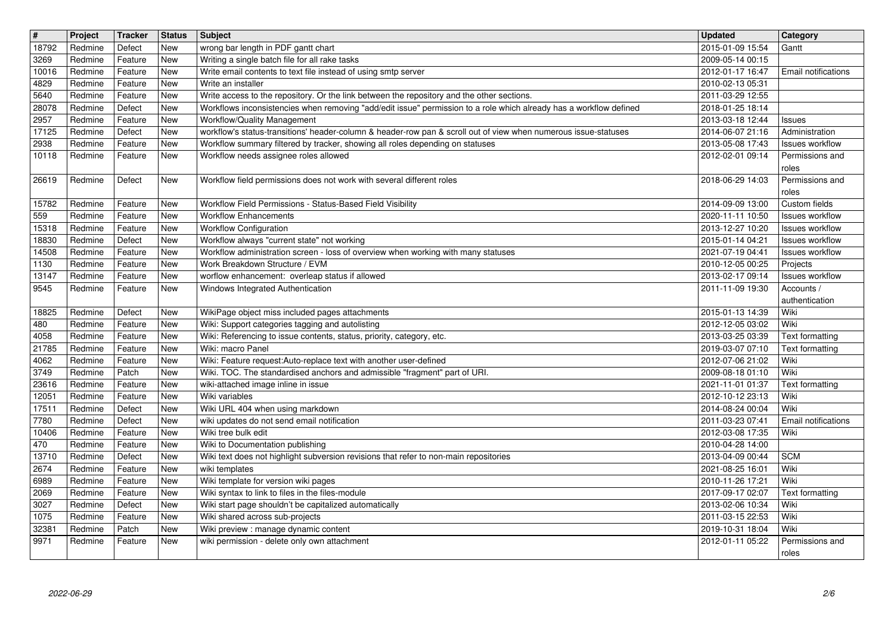| # | Project | Tracker | Status | Subject | Updated | Category |
|---|---|---|---|---|---|---|
| 18792 | Redmine | Defect | New | wrong bar length in PDF gantt chart | 2015-01-09 15:54 | Gantt |
| 3269 | Redmine | Feature | New | Writing a single batch file for all rake tasks | 2009-05-14 00:15 | |
| 10016 | Redmine | Feature | New | Write email contents to text file instead of using smtp server | 2012-01-17 16:47 | Email notifications |
| 4829 | Redmine | Feature | New | Write an installer | 2010-02-13 05:31 | |
| 5640 | Redmine | Feature | New | Write access to the repository. Or the link between the repository and the other sections. | 2011-03-29 12:55 | |
| 28078 | Redmine | Defect | New | Workflows inconsistencies when removing "add/edit issue" permission to a role which already has a workflow defined | 2018-01-25 18:14 | |
| 2957 | Redmine | Feature | New | Workflow/Quality Management | 2013-03-18 12:44 | Issues |
| 17125 | Redmine | Defect | New | workflow's status-transitions' header-column & header-row pan & scroll out of view when numerous issue-statuses | 2014-06-07 21:16 | Administration |
| 2938 | Redmine | Feature | New | Workflow summary filtered by tracker, showing all roles depending on statuses | 2013-05-08 17:43 | Issues workflow |
| 10118 | Redmine | Feature | New | Workflow needs assignee roles allowed | 2012-02-01 09:14 | Permissions and roles |
| 26619 | Redmine | Defect | New | Workflow field permissions does not work with several different roles | 2018-06-29 14:03 | Permissions and roles |
| 15782 | Redmine | Feature | New | Workflow Field Permissions - Status-Based Field Visibility | 2014-09-09 13:00 | Custom fields |
| 559 | Redmine | Feature | New | Workflow Enhancements | 2020-11-11 10:50 | Issues workflow |
| 15318 | Redmine | Feature | New | Workflow Configuration | 2013-12-27 10:20 | Issues workflow |
| 18830 | Redmine | Defect | New | Workflow always "current state" not working | 2015-01-14 04:21 | Issues workflow |
| 14508 | Redmine | Feature | New | Workflow administration screen - loss of overview when working with many statuses | 2021-07-19 04:41 | Issues workflow |
| 1130 | Redmine | Feature | New | Work Breakdown Structure / EVM | 2010-12-05 00:25 | Projects |
| 13147 | Redmine | Feature | New | worflow enhancement: overleap status if allowed | 2013-02-17 09:14 | Issues workflow |
| 9545 | Redmine | Feature | New | Windows Integrated Authentication | 2011-11-09 19:30 | Accounts / authentication |
| 18825 | Redmine | Defect | New | WikiPage object miss included pages attachments | 2015-01-13 14:39 | Wiki |
| 480 | Redmine | Feature | New | Wiki: Support categories tagging and autolisting | 2012-12-05 03:02 | Wiki |
| 4058 | Redmine | Feature | New | Wiki: Referencing to issue contents, status, priority, category, etc. | 2013-03-25 03:39 | Text formatting |
| 21785 | Redmine | Feature | New | Wiki: macro Panel | 2019-03-07 07:10 | Text formatting |
| 4062 | Redmine | Feature | New | Wiki: Feature request:Auto-replace text with another user-defined | 2012-07-06 21:02 | Wiki |
| 3749 | Redmine | Patch | New | Wiki. TOC. The standardised anchors and admissible "fragment" part of URI. | 2009-08-18 01:10 | Wiki |
| 23616 | Redmine | Feature | New | wiki-attached image inline in issue | 2021-11-01 01:37 | Text formatting |
| 12051 | Redmine | Feature | New | Wiki variables | 2012-10-12 23:13 | Wiki |
| 17511 | Redmine | Defect | New | Wiki URL 404 when using markdown | 2014-08-24 00:04 | Wiki |
| 7780 | Redmine | Defect | New | wiki updates do not send email notification | 2011-03-23 07:41 | Email notifications |
| 10406 | Redmine | Feature | New | Wiki tree bulk edit | 2012-03-08 17:35 | Wiki |
| 470 | Redmine | Feature | New | Wiki to Documentation publishing | 2010-04-28 14:00 | |
| 13710 | Redmine | Defect | New | Wiki text does not highlight subversion revisions that refer to non-main repositories | 2013-04-09 00:44 | SCM |
| 2674 | Redmine | Feature | New | wiki templates | 2021-08-25 16:01 | Wiki |
| 6989 | Redmine | Feature | New | Wiki template for version wiki pages | 2010-11-26 17:21 | Wiki |
| 2069 | Redmine | Feature | New | Wiki syntax to link to files in the files-module | 2017-09-17 02:07 | Text formatting |
| 3027 | Redmine | Defect | New | Wiki start page shouldn't be capitalized automatically | 2013-02-06 10:34 | Wiki |
| 1075 | Redmine | Feature | New | Wiki shared across sub-projects | 2011-03-15 22:53 | Wiki |
| 32381 | Redmine | Patch | New | Wiki preview : manage dynamic content | 2019-10-31 18:04 | Wiki |
| 9971 | Redmine | Feature | New | wiki permission - delete only own attachment | 2012-01-11 05:22 | Permissions and roles |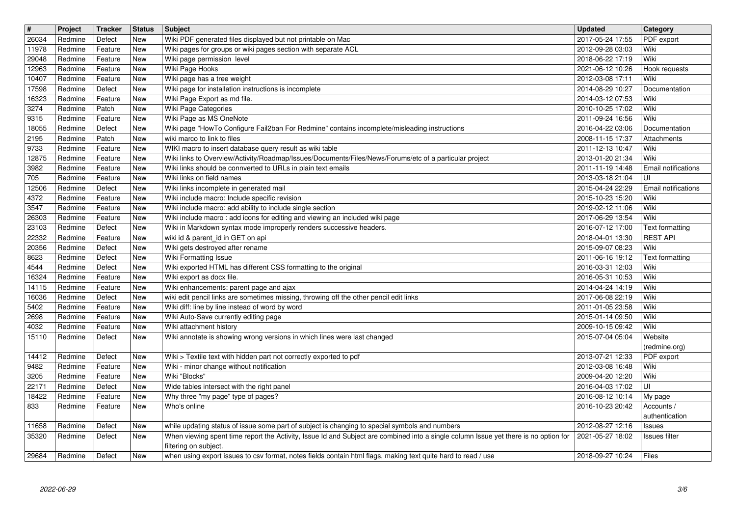| # | Project | Tracker | Status | Subject | Updated | Category |
| --- | --- | --- | --- | --- | --- | --- |
| 26034 | Redmine | Defect | New | Wiki PDF generated files displayed but not printable on Mac | 2017-05-24 17:55 | PDF export |
| 11978 | Redmine | Feature | New | Wiki pages for groups or wiki pages section with separate ACL | 2012-09-28 03:03 | Wiki |
| 29048 | Redmine | Feature | New | Wiki page permission level | 2018-06-22 17:19 | Wiki |
| 12963 | Redmine | Feature | New | Wiki Page Hooks | 2021-06-12 10:26 | Hook requests |
| 10407 | Redmine | Feature | New | Wiki page has a tree weight | 2012-03-08 17:11 | Wiki |
| 17598 | Redmine | Defect | New | Wiki page for installation instructions is incomplete | 2014-08-29 10:27 | Documentation |
| 16323 | Redmine | Feature | New | Wiki Page Export as md file. | 2014-03-12 07:53 | Wiki |
| 3274 | Redmine | Patch | New | Wiki Page Categories | 2010-10-25 17:02 | Wiki |
| 9315 | Redmine | Feature | New | Wiki Page as MS OneNote | 2011-09-24 16:56 | Wiki |
| 18055 | Redmine | Defect | New | Wiki page "HowTo Configure Fail2ban For Redmine" contains incomplete/misleading instructions | 2016-04-22 03:06 | Documentation |
| 2195 | Redmine | Patch | New | wiki marco to link to files | 2008-11-15 17:37 | Attachments |
| 9733 | Redmine | Feature | New | WIKI macro to insert database query result as wiki table | 2011-12-13 10:47 | Wiki |
| 12875 | Redmine | Feature | New | Wiki links to Overview/Activity/Roadmap/Issues/Documents/Files/News/Forums/etc of a particular project | 2013-01-20 21:34 | Wiki |
| 3982 | Redmine | Feature | New | Wiki links should be connverted to URLs in plain text emails | 2011-11-19 14:48 | Email notifications |
| 705 | Redmine | Feature | New | Wiki links on field names | 2013-03-18 21:04 | UI |
| 12506 | Redmine | Defect | New | Wiki links incomplete in generated mail | 2015-04-24 22:29 | Email notifications |
| 4372 | Redmine | Feature | New | Wiki include macro: Include specific revision | 2015-10-23 15:20 | Wiki |
| 3547 | Redmine | Feature | New | Wiki include macro: add ability to include single section | 2019-02-12 11:06 | Wiki |
| 26303 | Redmine | Feature | New | Wiki include macro : add icons for editing and viewing an included wiki page | 2017-06-29 13:54 | Wiki |
| 23103 | Redmine | Defect | New | Wiki in Markdown syntax mode improperly renders successive headers. | 2016-07-12 17:00 | Text formatting |
| 22332 | Redmine | Feature | New | wiki id & parent_id in GET on api | 2018-04-01 13:30 | REST API |
| 20356 | Redmine | Defect | New | Wiki gets destroyed after rename | 2015-09-07 08:23 | Wiki |
| 8623 | Redmine | Defect | New | Wiki Formatting Issue | 2011-06-16 19:12 | Text formatting |
| 4544 | Redmine | Defect | New | Wiki exported HTML has different CSS formatting to the original | 2016-03-31 12:03 | Wiki |
| 16324 | Redmine | Feature | New | Wiki export as docx file. | 2016-05-31 10:53 | Wiki |
| 14115 | Redmine | Feature | New | Wiki enhancements: parent page and ajax | 2014-04-24 14:19 | Wiki |
| 16036 | Redmine | Defect | New | wiki edit pencil links are sometimes missing, throwing off the other pencil edit links | 2017-06-08 22:19 | Wiki |
| 5402 | Redmine | Feature | New | Wiki diff: line by line instead of word by word | 2011-01-05 23:58 | Wiki |
| 2698 | Redmine | Feature | New | Wiki Auto-Save currently editing page | 2015-01-14 09:50 | Wiki |
| 4032 | Redmine | Feature | New | Wiki attachment history | 2009-10-15 09:42 | Wiki |
| 15110 | Redmine | Defect | New | Wiki annotate is showing wrong versions in which lines were last changed | 2015-07-04 05:04 | Website (redmine.org) |
| 14412 | Redmine | Defect | New | Wiki > Textile text with hidden part not correctly exported to pdf | 2013-07-21 12:33 | PDF export |
| 9482 | Redmine | Feature | New | Wiki - minor change without notification | 2012-03-08 16:48 | Wiki |
| 3205 | Redmine | Feature | New | Wiki "Blocks" | 2009-04-20 12:20 | Wiki |
| 22171 | Redmine | Defect | New | Wide tables intersect with the right panel | 2016-04-03 17:02 | UI |
| 18422 | Redmine | Feature | New | Why three "my page" type of pages? | 2016-08-12 10:14 | My page |
| 833 | Redmine | Feature | New | Who's online | 2016-10-23 20:42 | Accounts / authentication |
| 11658 | Redmine | Defect | New | while updating status of issue some part of subject is changing to special symbols and numbers | 2012-08-27 12:16 | Issues |
| 35320 | Redmine | Defect | New | When viewing spent time report the Activity, Issue Id and Subject are combined into a single column Issue yet there is no option for filtering on subject. | 2021-05-27 18:02 | Issues filter |
| 29684 | Redmine | Defect | New | when using export issues to csv format, notes fields contain html flags, making text quite hard to read / use | 2018-09-27 10:24 | Files |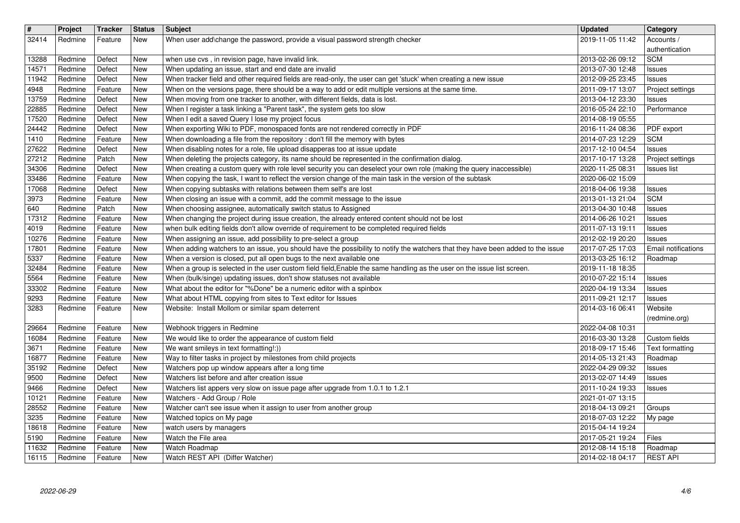| # | Project | Tracker | Status | Subject | Updated | Category |
|---|---|---|---|---|---|---|
| 32414 | Redmine | Feature | New | When user add\change the password, provide a visual password strength checker | 2019-11-05 11:42 | Accounts / authentication |
| 13288 | Redmine | Defect | New | when use cvs , in revision page, have invalid link. | 2013-02-26 09:12 | SCM |
| 14571 | Redmine | Defect | New | When updating an issue, start and end date are invalid | 2013-07-30 12:48 | Issues |
| 11942 | Redmine | Defect | New | When tracker field and other required fields are read-only, the user can get 'stuck' when creating a new issue | 2012-09-25 23:45 | Issues |
| 4948 | Redmine | Feature | New | When on the versions page, there should be a way to add or edit multiple versions at the same time. | 2011-09-17 13:07 | Project settings |
| 13759 | Redmine | Defect | New | When moving from one tracker to another, with different fields, data is lost. | 2013-04-12 23:30 | Issues |
| 22885 | Redmine | Defect | New | When I register a task linking a "Parent task", the system gets too slow | 2016-05-24 22:10 | Performance |
| 17520 | Redmine | Defect | New | When I edit a saved Query I lose my project focus | 2014-08-19 05:55 | |
| 24442 | Redmine | Defect | New | When exporting Wiki to PDF, monospaced fonts are not rendered correctly in PDF | 2016-11-24 08:36 | PDF export |
| 1410 | Redmine | Feature | New | When downloading a file from the repository : don't fill the memory with bytes | 2014-07-23 12:29 | SCM |
| 27622 | Redmine | Defect | New | When disabling notes for a role, file upload disapperas too at issue update | 2017-12-10 04:54 | Issues |
| 27212 | Redmine | Patch | New | When deleting the projects category, its name should be represented in the confirmation dialog. | 2017-10-17 13:28 | Project settings |
| 34306 | Redmine | Defect | New | When creating a custom query with role level security you can deselect your own role (making the query inaccessible) | 2020-11-25 08:31 | Issues list |
| 33486 | Redmine | Feature | New | When copying the task, I want to reflect the version change of the main task in the version of the subtask | 2020-06-02 15:09 | |
| 17068 | Redmine | Defect | New | When copying subtasks with relations between them self's are lost | 2018-04-06 19:38 | Issues |
| 3973 | Redmine | Feature | New | When closing an issue with a commit, add the commit message to the issue | 2013-01-13 21:04 | SCM |
| 640 | Redmine | Patch | New | When choosing assignee, automatically switch status to Assigned | 2013-04-30 10:48 | Issues |
| 17312 | Redmine | Feature | New | When changing the project during issue creation, the already entered content should not be lost | 2014-06-26 10:21 | Issues |
| 4019 | Redmine | Feature | New | when bulk editing fields don't allow override of requirement to be completed required fields | 2011-07-13 19:11 | Issues |
| 10276 | Redmine | Feature | New | When assigning an issue, add possibility to pre-select a group | 2012-02-19 20:20 | Issues |
| 17801 | Redmine | Feature | New | When adding watchers to an issue, you should have the possibility to notify the watchers that they have been added to the issue | 2017-07-25 17:03 | Email notifications |
| 5337 | Redmine | Feature | New | When a version is closed, put all open bugs to the next available one | 2013-03-25 16:12 | Roadmap |
| 32484 | Redmine | Feature | New | When a group is selected in the user custom field field,Enable the same handling as the user on the issue list screen. | 2019-11-18 18:35 | |
| 5564 | Redmine | Feature | New | When (bulk/singe) updating issues, don't show statuses not available | 2010-07-22 15:14 | Issues |
| 33302 | Redmine | Feature | New | What about the editor for "%Done" be a numeric editor with a spinbox | 2020-04-19 13:34 | Issues |
| 9293 | Redmine | Feature | New | What about HTML copying from sites to Text editor for Issues | 2011-09-21 12:17 | Issues |
| 3283 | Redmine | Feature | New | Website: Install Mollom or similar spam deterrent | 2014-03-16 06:41 | Website (redmine.org) |
| 29664 | Redmine | Feature | New | Webhook triggers in Redmine | 2022-04-08 10:31 | |
| 16084 | Redmine | Feature | New | We would like to order the appearance of custom field | 2016-03-30 13:28 | Custom fields |
| 3671 | Redmine | Feature | New | We want smileys in text formatting!:)) | 2018-09-17 15:46 | Text formatting |
| 16877 | Redmine | Feature | New | Way to filter tasks in project by milestones from child projects | 2014-05-13 21:43 | Roadmap |
| 35192 | Redmine | Defect | New | Watchers pop up window appears after a long time | 2022-04-29 09:32 | Issues |
| 9500 | Redmine | Defect | New | Watchers list before and after creation issue | 2013-02-07 14:49 | Issues |
| 9466 | Redmine | Defect | New | Watchers list appers very slow on issue page after upgrade from 1.0.1 to 1.2.1 | 2011-10-24 19:33 | Issues |
| 10121 | Redmine | Feature | New | Watchers - Add Group / Role | 2021-01-07 13:15 | |
| 28552 | Redmine | Feature | New | Watcher can't see issue when it assign to user from another group | 2018-04-13 09:21 | Groups |
| 3235 | Redmine | Feature | New | Watched topics on My page | 2018-07-03 12:22 | My page |
| 18618 | Redmine | Feature | New | watch users by managers | 2015-04-14 19:24 | |
| 5190 | Redmine | Feature | New | Watch the File area | 2017-05-21 19:24 | Files |
| 11632 | Redmine | Feature | New | Watch Roadmap | 2012-08-14 15:18 | Roadmap |
| 16115 | Redmine | Feature | New | Watch REST API (Differ Watcher) | 2014-02-18 04:17 | REST API |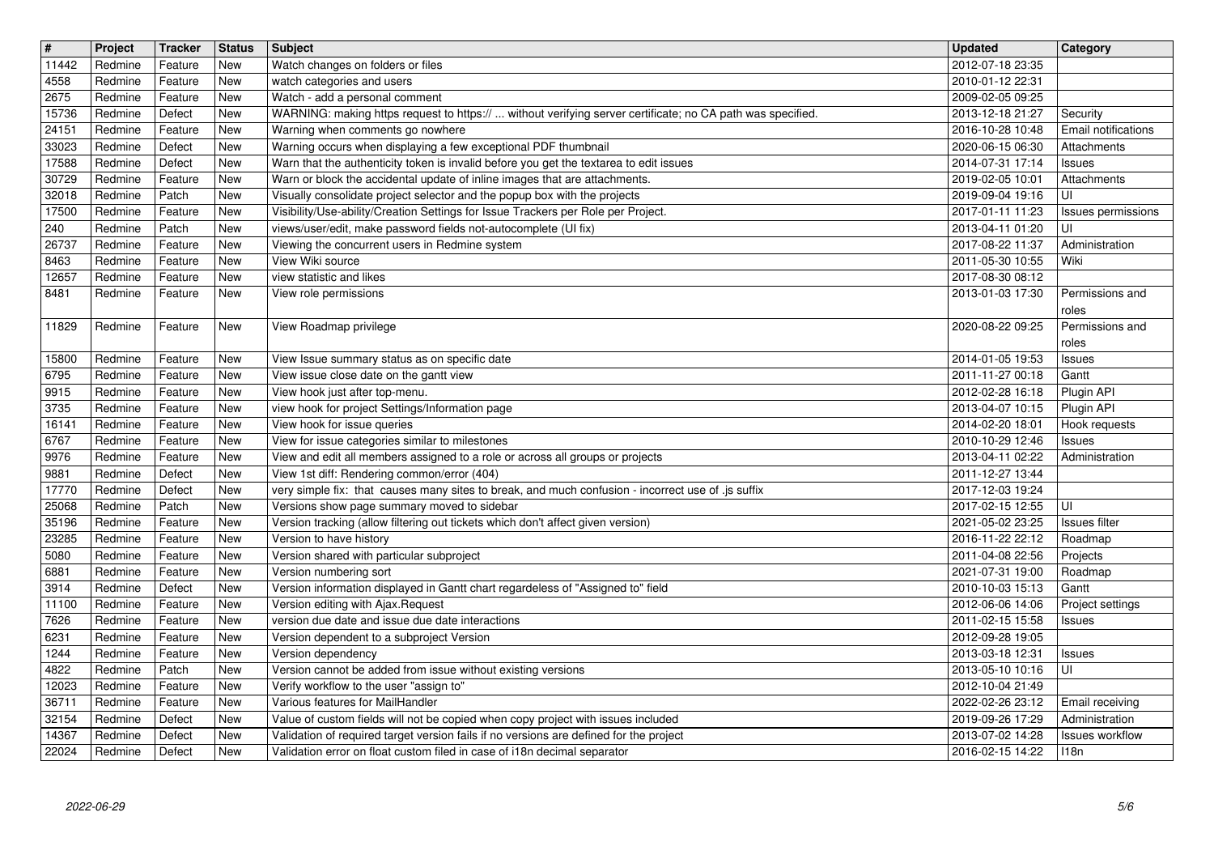| # | Project | Tracker | Status | Subject | Updated | Category |
|---|---|---|---|---|---|---|
| 11442 | Redmine | Feature | New | Watch changes on folders or files | 2012-07-18 23:35 | |
| 4558 | Redmine | Feature | New | watch categories and users | 2010-01-12 22:31 | |
| 2675 | Redmine | Feature | New | Watch - add a personal comment | 2009-02-05 09:25 | |
| 15736 | Redmine | Defect | New | WARNING: making https request to https:// ... without verifying server certificate; no CA path was specified. | 2013-12-18 21:27 | Security |
| 24151 | Redmine | Feature | New | Warning when comments go nowhere | 2016-10-28 10:48 | Email notifications |
| 33023 | Redmine | Defect | New | Warning occurs when displaying a few exceptional PDF thumbnail | 2020-06-15 06:30 | Attachments |
| 17588 | Redmine | Defect | New | Warn that the authenticity token is invalid before you get the textarea to edit issues | 2014-07-31 17:14 | Issues |
| 30729 | Redmine | Feature | New | Warn or block the accidental update of inline images that are attachments. | 2019-02-05 10:01 | Attachments |
| 32018 | Redmine | Patch | New | Visually consolidate project selector and the popup box with the projects | 2019-09-04 19:16 | UI |
| 17500 | Redmine | Feature | New | Visibility/Use-ability/Creation Settings for Issue Trackers per Role per Project. | 2017-01-11 11:23 | Issues permissions |
| 240 | Redmine | Patch | New | views/user/edit, make password fields not-autocomplete (UI fix) | 2013-04-11 01:20 | UI |
| 26737 | Redmine | Feature | New | Viewing the concurrent users in Redmine system | 2017-08-22 11:37 | Administration |
| 8463 | Redmine | Feature | New | View Wiki source | 2011-05-30 10:55 | Wiki |
| 12657 | Redmine | Feature | New | view statistic and likes | 2017-08-30 08:12 | |
| 8481 | Redmine | Feature | New | View role permissions | 2013-01-03 17:30 | Permissions and roles |
| 11829 | Redmine | Feature | New | View Roadmap privilege | 2020-08-22 09:25 | Permissions and roles |
| 15800 | Redmine | Feature | New | View Issue summary status as on specific date | 2014-01-05 19:53 | Issues |
| 6795 | Redmine | Feature | New | View issue close date on the gantt view | 2011-11-27 00:18 | Gantt |
| 9915 | Redmine | Feature | New | View hook just after top-menu. | 2012-02-28 16:18 | Plugin API |
| 3735 | Redmine | Feature | New | view hook for project Settings/Information page | 2013-04-07 10:15 | Plugin API |
| 16141 | Redmine | Feature | New | View hook for issue queries | 2014-02-20 18:01 | Hook requests |
| 6767 | Redmine | Feature | New | View for issue categories similar to milestones | 2010-10-29 12:46 | Issues |
| 9976 | Redmine | Feature | New | View and edit all members assigned to a role or across all groups or projects | 2013-04-11 02:22 | Administration |
| 9881 | Redmine | Defect | New | View 1st diff: Rendering common/error (404) | 2011-12-27 13:44 | |
| 17770 | Redmine | Defect | New | very simple fix: that causes many sites to break, and much confusion - incorrect use of .js suffix | 2017-12-03 19:24 | |
| 25068 | Redmine | Patch | New | Versions show page summary moved to sidebar | 2017-02-15 12:55 | UI |
| 35196 | Redmine | Feature | New | Version tracking (allow filtering out tickets which don't affect given version) | 2021-05-02 23:25 | Issues filter |
| 23285 | Redmine | Feature | New | Version to have history | 2016-11-22 22:12 | Roadmap |
| 5080 | Redmine | Feature | New | Version shared with particular subproject | 2011-04-08 22:56 | Projects |
| 6881 | Redmine | Feature | New | Version numbering sort | 2021-07-31 19:00 | Roadmap |
| 3914 | Redmine | Defect | New | Version information displayed in Gantt chart regardeless of "Assigned to" field | 2010-10-03 15:13 | Gantt |
| 11100 | Redmine | Feature | New | Version editing with Ajax.Request | 2012-06-06 14:06 | Project settings |
| 7626 | Redmine | Feature | New | version due date and issue due date interactions | 2011-02-15 15:58 | Issues |
| 6231 | Redmine | Feature | New | Version dependent to a subproject Version | 2012-09-28 19:05 | |
| 1244 | Redmine | Feature | New | Version dependency | 2013-03-18 12:31 | Issues |
| 4822 | Redmine | Patch | New | Version cannot be added from issue without existing versions | 2013-05-10 10:16 | UI |
| 12023 | Redmine | Feature | New | Verify workflow to the user "assign to" | 2012-10-04 21:49 | |
| 36711 | Redmine | Feature | New | Various features for MailHandler | 2022-02-26 23:12 | Email receiving |
| 32154 | Redmine | Defect | New | Value of custom fields will not be copied when copy project with issues included | 2019-09-26 17:29 | Administration |
| 14367 | Redmine | Defect | New | Validation of required target version fails if no versions are defined for the project | 2013-07-02 14:28 | Issues workflow |
| 22024 | Redmine | Defect | New | Validation error on float custom filed in case of i18n decimal separator | 2016-02-15 14:22 | I18n |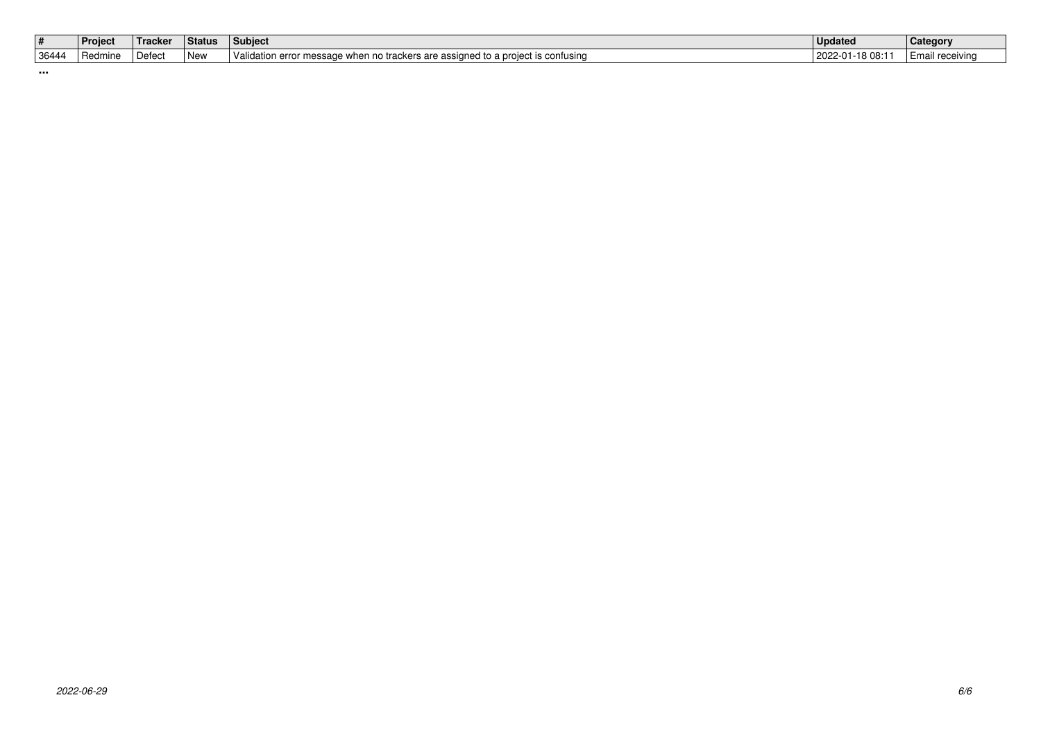| # | Project | Tracker | Status | Subject | Updated | Category |
| --- | --- | --- | --- | --- | --- | --- |
| 36444 | Redmine | Defect | New | Validation error message when no trackers are assigned to a project is confusing | 2022-01-18 08:11 | Email receiving |

...

2022-06-29